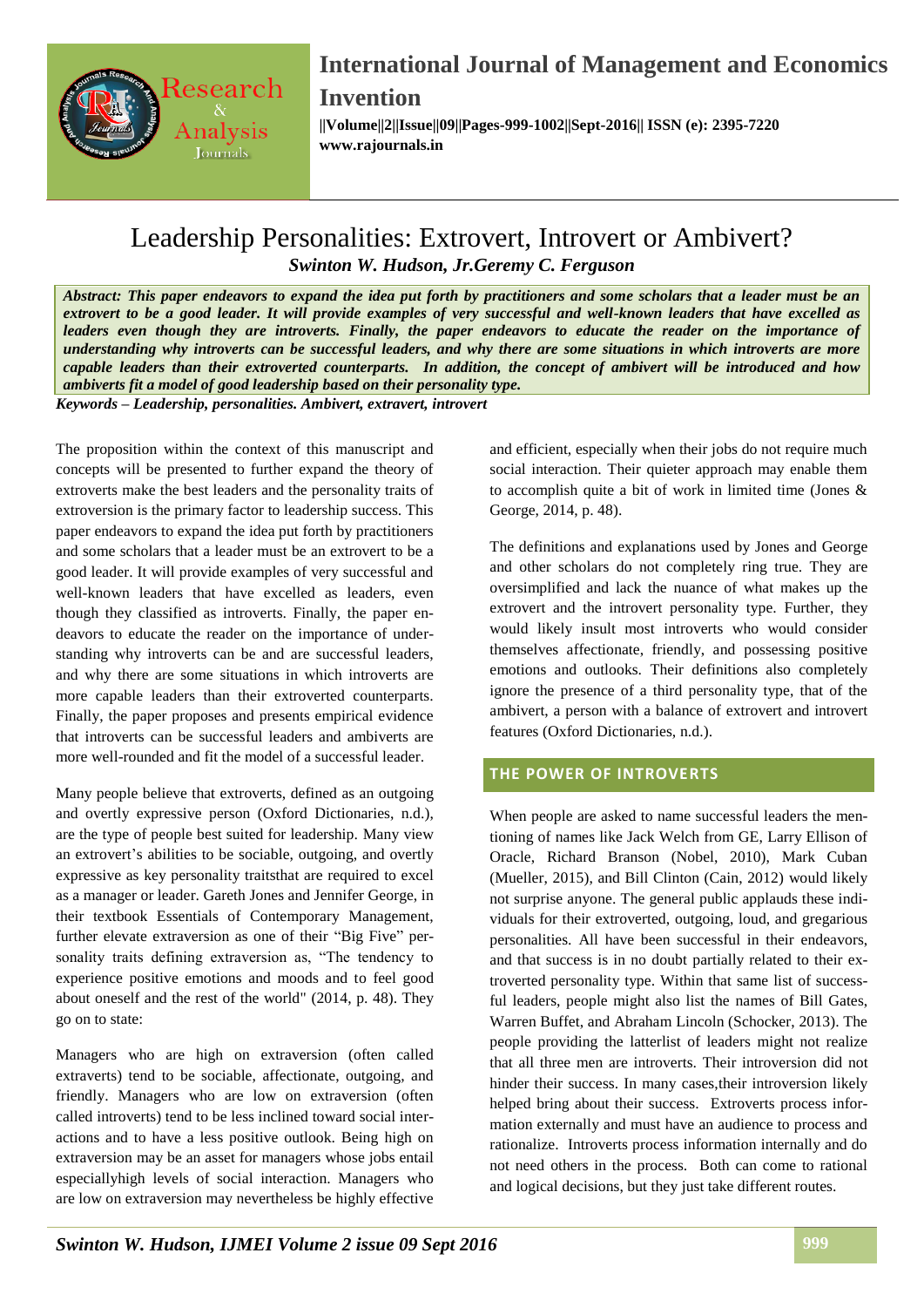# Leadership Personalities: Extrovert, Introvert or Ambivert?

***Swinton W. Hudson, Jr.Geremy C. Ferguson***

***Abstract: This paper endeavors to expand the idea put forth by practitioners and some scholars that a leader must be an extrovert to be a good leader. It will provide examples of very successful and well-known leaders that have excelled as leaders even though they are introverts. Finally, the paper endeavors to educate the reader on the importance of understanding why introverts can be successful leaders, and why there are some situations in which introverts are more capable leaders than their extroverted counterparts. In addition, the concept of ambivert will be introduced and how ambiverts fit a model of good leadership based on their personality type.***

***Keywords – Leadership, personalities. Ambivert, extravert, introvert***

The proposition within the context of this manuscript and concepts will be presented to further expand the theory of extroverts make the best leaders and the personality traits of extroversion is the primary factor to leadership success. This paper endeavors to expand the idea put forth by practitioners and some scholars that a leader must be an extrovert to be a good leader. It will provide examples of very successful and well-known leaders that have excelled as leaders, even though they classified as introverts. Finally, the paper endeavors to educate the reader on the importance of understanding why introverts can be and are successful leaders, and why there are some situations in which introverts are more capable leaders than their extroverted counterparts. Finally, the paper proposes and presents empirical evidence that introverts can be successful leaders and ambiverts are more well-rounded and fit the model of a successful leader.

Many people believe that extroverts, defined as an outgoing and overtly expressive person (Oxford Dictionaries, n.d.), are the type of people best suited for leadership. Many view an extrovert's abilities to be sociable, outgoing, and overtly expressive as key personality traitsthat are required to excel as a manager or leader. Gareth Jones and Jennifer George, in their textbook Essentials of Contemporary Management, further elevate extraversion as one of their "Big Five" personality traits defining extraversion as, "The tendency to experience positive emotions and moods and to feel good about oneself and the rest of the world" (2014, p. 48). They go on to state:

Managers who are high on extraversion (often called extraverts) tend to be sociable, affectionate, outgoing, and friendly. Managers who are low on extraversion (often called introverts) tend to be less inclined toward social interactions and to have a less positive outlook. Being high on extraversion may be an asset for managers whose jobs entail especiallyhigh levels of social interaction. Managers who are low on extraversion may nevertheless be highly effective and efficient, especially when their jobs do not require much social interaction. Their quieter approach may enable them to accomplish quite a bit of work in limited time (Jones & George, 2014, p. 48).

The definitions and explanations used by Jones and George and other scholars do not completely ring true. They are oversimplified and lack the nuance of what makes up the extrovert and the introvert personality type. Further, they would likely insult most introverts who would consider themselves affectionate, friendly, and possessing positive emotions and outlooks. Their definitions also completely ignore the presence of a third personality type, that of the ambivert, a person with a balance of extrovert and introvert features (Oxford Dictionaries, n.d.).

## THE POWER OF INTROVERTS

When people are asked to name successful leaders the mentioning of names like Jack Welch from GE, Larry Ellison of Oracle, Richard Branson (Nobel, 2010), Mark Cuban (Mueller, 2015), and Bill Clinton (Cain, 2012) would likely not surprise anyone. The general public applauds these individuals for their extroverted, outgoing, loud, and gregarious personalities. All have been successful in their endeavors, and that success is in no doubt partially related to their extroverted personality type. Within that same list of successful leaders, people might also list the names of Bill Gates, Warren Buffet, and Abraham Lincoln (Schocker, 2013). The people providing the latterlist of leaders might not realize that all three men are introverts. Their introversion did not hinder their success. In many cases,their introversion likely helped bring about their success. Extroverts process information externally and must have an audience to process and rationalize. Introverts process information internally and do not need others in the process. Both can come to rational and logical decisions, but they just take different routes.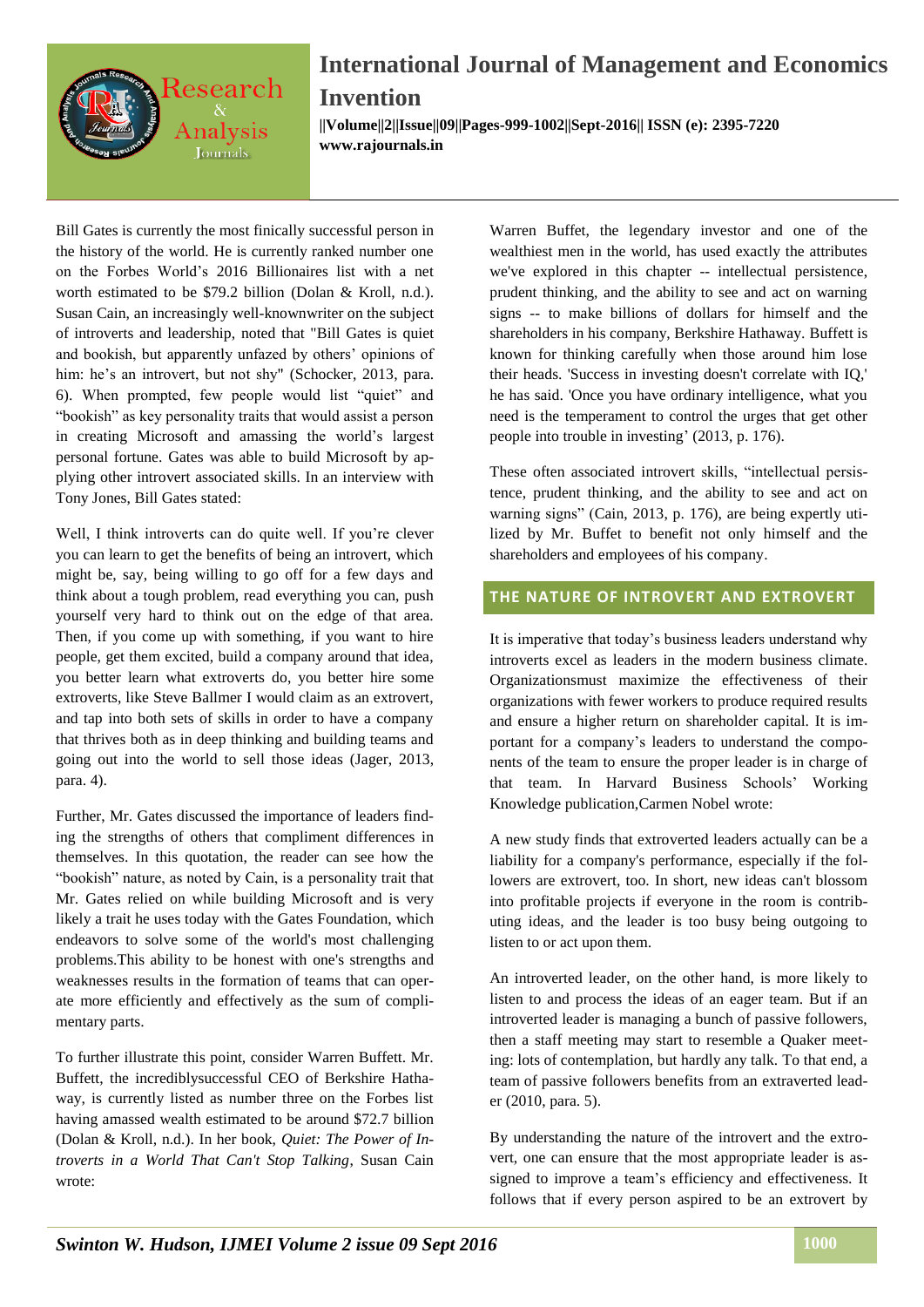Bill Gates is currently the most finically successful person in the history of the world. He is currently ranked number one on the Forbes World's 2016 Billionaires list with a net worth estimated to be $79.2 billion (Dolan & Kroll, n.d.). Susan Cain, an increasingly well-knownwriter on the subject of introverts and leadership, noted that "Bill Gates is quiet and bookish, but apparently unfazed by others' opinions of him: he's an introvert, but not shy" (Schocker, 2013, para. 6). When prompted, few people would list "quiet" and "bookish" as key personality traits that would assist a person in creating Microsoft and amassing the world's largest personal fortune. Gates was able to build Microsoft by applying other introvert associated skills. In an interview with Tony Jones, Bill Gates stated:

Well, I think introverts can do quite well. If you're clever you can learn to get the benefits of being an introvert, which might be, say, being willing to go off for a few days and think about a tough problem, read everything you can, push yourself very hard to think out on the edge of that area. Then, if you come up with something, if you want to hire people, get them excited, build a company around that idea, you better learn what extroverts do, you better hire some extroverts, like Steve Ballmer I would claim as an extrovert, and tap into both sets of skills in order to have a company that thrives both as in deep thinking and building teams and going out into the world to sell those ideas (Jager, 2013, para. 4).

Further, Mr. Gates discussed the importance of leaders finding the strengths of others that compliment differences in themselves. In this quotation, the reader can see how the "bookish" nature, as noted by Cain, is a personality trait that Mr. Gates relied on while building Microsoft and is very likely a trait he uses today with the Gates Foundation, which endeavors to solve some of the world's most challenging problems.This ability to be honest with one's strengths and weaknesses results in the formation of teams that can operate more efficiently and effectively as the sum of complimentary parts.

To further illustrate this point, consider Warren Buffett. Mr. Buffett, the incrediblysuccessful CEO of Berkshire Hathaway, is currently listed as number three on the Forbes list having amassed wealth estimated to be around $72.7 billion (Dolan & Kroll, n.d.). In her book, *Quiet: The Power of Introverts in a World That Can't Stop Talking*, Susan Cain wrote:

Warren Buffet, the legendary investor and one of the wealthiest men in the world, has used exactly the attributes we've explored in this chapter -- intellectual persistence, prudent thinking, and the ability to see and act on warning signs -- to make billions of dollars for himself and the shareholders in his company, Berkshire Hathaway. Buffett is known for thinking carefully when those around him lose their heads. 'Success in investing doesn't correlate with IQ,' he has said. 'Once you have ordinary intelligence, what you need is the temperament to control the urges that get other people into trouble in investing' (2013, p. 176).

These often associated introvert skills, "intellectual persistence, prudent thinking, and the ability to see and act on warning signs" (Cain, 2013, p. 176), are being expertly utilized by Mr. Buffet to benefit not only himself and the shareholders and employees of his company.

## THE NATURE OF INTROVERT AND EXTROVERT

It is imperative that today's business leaders understand why introverts excel as leaders in the modern business climate. Organizationsmust maximize the effectiveness of their organizations with fewer workers to produce required results and ensure a higher return on shareholder capital. It is important for a company's leaders to understand the components of the team to ensure the proper leader is in charge of that team. In Harvard Business Schools' Working Knowledge publication,Carmen Nobel wrote:

A new study finds that extroverted leaders actually can be a liability for a company's performance, especially if the followers are extrovert, too. In short, new ideas can't blossom into profitable projects if everyone in the room is contributing ideas, and the leader is too busy being outgoing to listen to or act upon them.

An introverted leader, on the other hand, is more likely to listen to and process the ideas of an eager team. But if an introverted leader is managing a bunch of passive followers, then a staff meeting may start to resemble a Quaker meeting: lots of contemplation, but hardly any talk. To that end, a team of passive followers benefits from an extraverted leader (2010, para. 5).

By understanding the nature of the introvert and the extrovert, one can ensure that the most appropriate leader is assigned to improve a team's efficiency and effectiveness. It follows that if every person aspired to be an extrovert by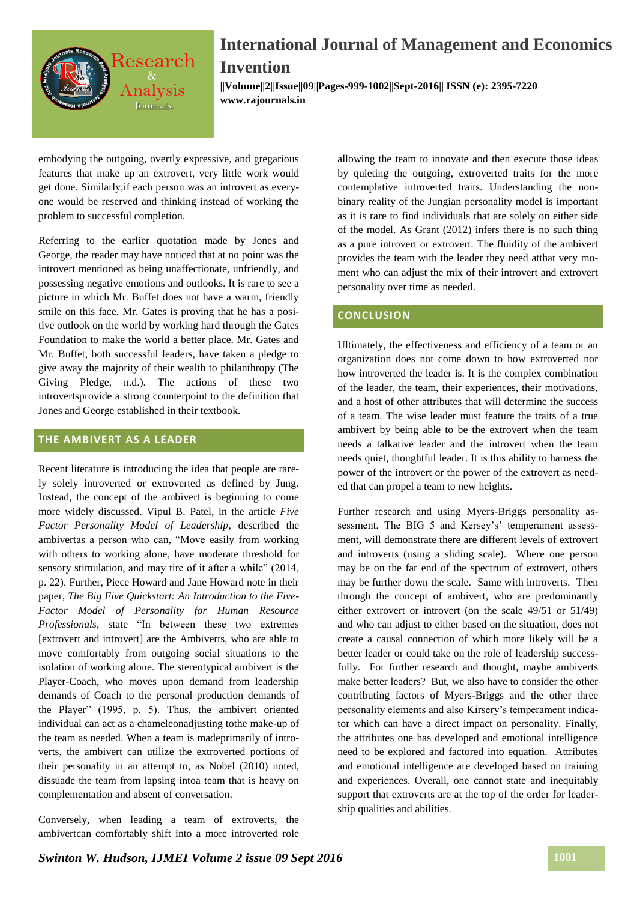embodying the outgoing, overtly expressive, and gregarious features that make up an extrovert, very little work would get done. Similarly,if each person was an introvert as everyone would be reserved and thinking instead of working the problem to successful completion.

Referring to the earlier quotation made by Jones and George, the reader may have noticed that at no point was the introvert mentioned as being unaffectionate, unfriendly, and possessing negative emotions and outlooks. It is rare to see a picture in which Mr. Buffet does not have a warm, friendly smile on this face. Mr. Gates is proving that he has a positive outlook on the world by working hard through the Gates Foundation to make the world a better place. Mr. Gates and Mr. Buffet, both successful leaders, have taken a pledge to give away the majority of their wealth to philanthropy (The Giving Pledge, n.d.). The actions of these two introvertsprovide a strong counterpoint to the definition that Jones and George established in their textbook.

## THE AMBIVERT AS A LEADER

Recent literature is introducing the idea that people are rarely solely introverted or extroverted as defined by Jung. Instead, the concept of the ambivert is beginning to come more widely discussed. Vipul B. Patel, in the article *Five Factor Personality Model of Leadership*, described the ambivertas a person who can, "Move easily from working with others to working alone, have moderate threshold for sensory stimulation, and may tire of it after a while" (2014, p. 22). Further, Piece Howard and Jane Howard note in their paper, *The Big Five Quickstart: An Introduction to the Five-Factor Model of Personality for Human Resource Professionals*, state "In between these two extremes [extrovert and introvert] are the Ambiverts, who are able to move comfortably from outgoing social situations to the isolation of working alone. The stereotypical ambivert is the Player-Coach, who moves upon demand from leadership demands of Coach to the personal production demands of the Player" (1995, p. 5). Thus, the ambivert oriented individual can act as a chameleonadjusting tothe make-up of the team as needed. When a team is madeprimarily of introverts, the ambivert can utilize the extroverted portions of their personality in an attempt to, as Nobel (2010) noted, dissuade the team from lapsing intoa team that is heavy on complementation and absent of conversation.

Conversely, when leading a team of extroverts, the ambivertcan comfortably shift into a more introverted role allowing the team to innovate and then execute those ideas by quieting the outgoing, extroverted traits for the more contemplative introverted traits. Understanding the non-binary reality of the Jungian personality model is important as it is rare to find individuals that are solely on either side of the model. As Grant (2012) infers there is no such thing as a pure introvert or extrovert. The fluidity of the ambivert provides the team with the leader they need atthat very moment who can adjust the mix of their introvert and extrovert personality over time as needed.

## CONCLUSION

Ultimately, the effectiveness and efficiency of a team or an organization does not come down to how extroverted nor how introverted the leader is. It is the complex combination of the leader, the team, their experiences, their motivations, and a host of other attributes that will determine the success of a team. The wise leader must feature the traits of a true ambivert by being able to be the extrovert when the team needs a talkative leader and the introvert when the team needs quiet, thoughtful leader. It is this ability to harness the power of the introvert or the power of the extrovert as needed that can propel a team to new heights.

Further research and using Myers-Briggs personality assessment, The BIG 5 and Kersey's' temperament assessment, will demonstrate there are different levels of extrovert and introverts (using a sliding scale). Where one person may be on the far end of the spectrum of extrovert, others may be further down the scale. Same with introverts. Then through the concept of ambivert, who are predominantly either extrovert or introvert (on the scale 49/51 or 51/49) and who can adjust to either based on the situation, does not create a causal connection of which more likely will be a better leader or could take on the role of leadership successfully. For further research and thought, maybe ambiverts make better leaders? But, we also have to consider the other contributing factors of Myers-Briggs and the other three personality elements and also Kirsery's temperament indicator which can have a direct impact on personality. Finally, the attributes one has developed and emotional intelligence need to be explored and factored into equation. Attributes and emotional intelligence are developed based on training and experiences. Overall, one cannot state and inequitably support that extroverts are at the top of the order for leadership qualities and abilities.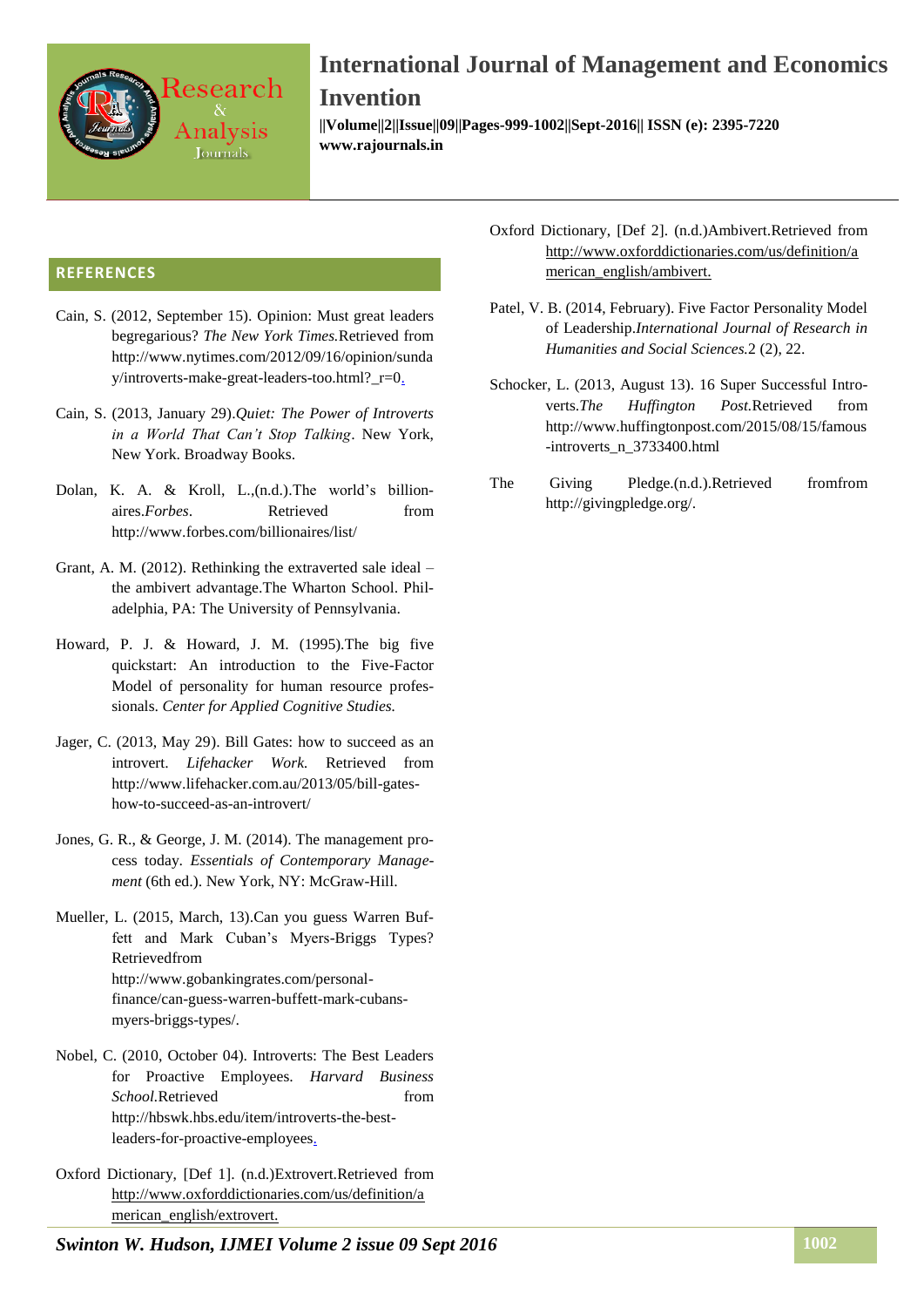## REFERENCES

Cain, S. (2012, September 15). Opinion: Must great leaders begregarious? *The New York Times.*Retrieved from http://www.nytimes.com/2012/09/16/opinion/sunday/introverts-make-great-leaders-too.html?_r=0.

Cain, S. (2013, January 29).*Quiet: The Power of Introverts in a World That Can't Stop Talking*. New York, New York. Broadway Books.

Dolan, K. A. & Kroll, L.,(n.d.).The world's billionaires.*Forbes*. Retrieved from http://www.forbes.com/billionaires/list/

Grant, A. M. (2012). Rethinking the extraverted sale ideal – the ambivert advantage.The Wharton School. Philadelphia, PA: The University of Pennsylvania.

Howard, P. J. & Howard, J. M. (1995).The big five quickstart: An introduction to the Five-Factor Model of personality for human resource professionals. *Center for Applied Cognitive Studies.*

Jager, C. (2013, May 29). Bill Gates: how to succeed as an introvert. *Lifehacker Work.* Retrieved from http://www.lifehacker.com.au/2013/05/bill-gates-how-to-succeed-as-an-introvert/

Jones, G. R., & George, J. M. (2014). The management process today. *Essentials of Contemporary Management* (6th ed.). New York, NY: McGraw-Hill.

Mueller, L. (2015, March, 13).Can you guess Warren Buffett and Mark Cuban's Myers-Briggs Types? Retrievedfrom http://www.gobankingrates.com/personal-finance/can-guess-warren-buffett-mark-cubans-myers-briggs-types/.

Nobel, C. (2010, October 04). Introverts: The Best Leaders for Proactive Employees. *Harvard Business School.*Retrieved from http://hbswk.hbs.edu/item/introverts-the-best-leaders-for-proactive-employees.

Oxford Dictionary, [Def 1]. (n.d.)Extrovert.Retrieved from http://www.oxforddictionaries.com/us/definition/american_english/extrovert.

Oxford Dictionary, [Def 2]. (n.d.)Ambivert.Retrieved from http://www.oxforddictionaries.com/us/definition/american_english/ambivert.

Patel, V. B. (2014, February). Five Factor Personality Model of Leadership.*International Journal of Research in Humanities and Social Sciences.*2 (2), 22.

Schocker, L. (2013, August 13). 16 Super Successful Introverts.*The Huffington Post.*Retrieved from http://www.huffingtonpost.com/2015/08/15/famous-introverts_n_3733400.html

The Giving Pledge.(n.d.).Retrieved fromfrom http://givingpledge.org/.